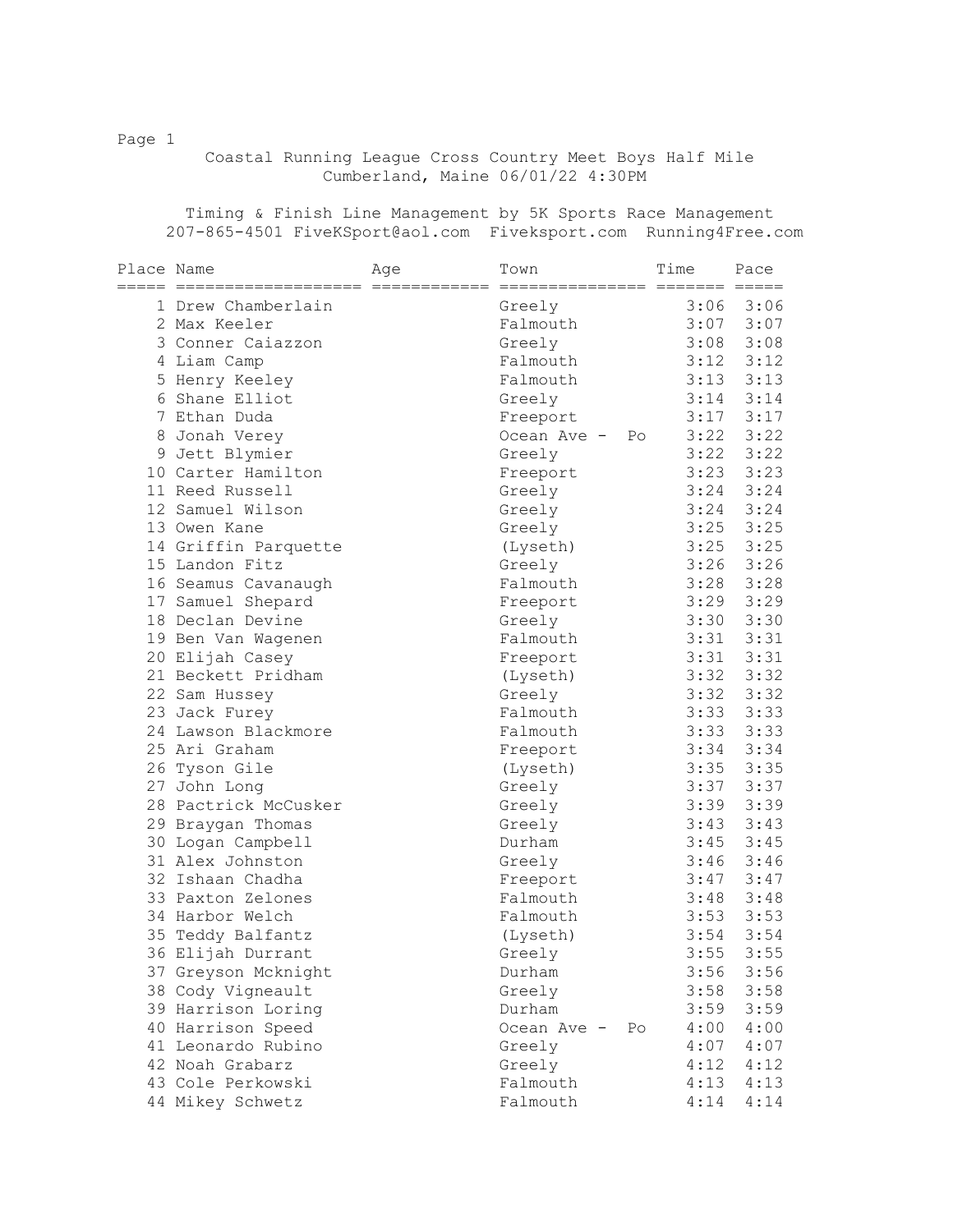Coastal Running League Cross Country Meet Boys Half Mile
Cumberland, Maine 06/01/22 4:30PM

Timing & Finish Line Management by 5K Sports Race Management
207-865-4501 FiveKSport@aol.com Fiveksport.com Running4Free.com

| Place | Name | Age | Town | Time | Pace |
|---|---|---|---|---|---|
| 1 | Drew Chamberlain | | Greely | 3:06 | 3:06 |
| 2 | Max Keeler | | Falmouth | 3:07 | 3:07 |
| 3 | Conner Caiazzon | | Greely | 3:08 | 3:08 |
| 4 | Liam Camp | | Falmouth | 3:12 | 3:12 |
| 5 | Henry Keeley | | Falmouth | 3:13 | 3:13 |
| 6 | Shane Elliot | | Greely | 3:14 | 3:14 |
| 7 | Ethan Duda | | Freeport | 3:17 | 3:17 |
| 8 | Jonah Verey | | Ocean Ave - Po | 3:22 | 3:22 |
| 9 | Jett Blymier | | Greely | 3:22 | 3:22 |
| 10 | Carter Hamilton | | Freeport | 3:23 | 3:23 |
| 11 | Reed Russell | | Greely | 3:24 | 3:24 |
| 12 | Samuel Wilson | | Greely | 3:24 | 3:24 |
| 13 | Owen Kane | | Greely | 3:25 | 3:25 |
| 14 | Griffin Parquette | | (Lyseth) | 3:25 | 3:25 |
| 15 | Landon Fitz | | Greely | 3:26 | 3:26 |
| 16 | Seamus Cavanaugh | | Falmouth | 3:28 | 3:28 |
| 17 | Samuel Shepard | | Freeport | 3:29 | 3:29 |
| 18 | Declan Devine | | Greely | 3:30 | 3:30 |
| 19 | Ben Van Wagenen | | Falmouth | 3:31 | 3:31 |
| 20 | Elijah Casey | | Freeport | 3:31 | 3:31 |
| 21 | Beckett Pridham | | (Lyseth) | 3:32 | 3:32 |
| 22 | Sam Hussey | | Greely | 3:32 | 3:32 |
| 23 | Jack Furey | | Falmouth | 3:33 | 3:33 |
| 24 | Lawson Blackmore | | Falmouth | 3:33 | 3:33 |
| 25 | Ari Graham | | Freeport | 3:34 | 3:34 |
| 26 | Tyson Gile | | (Lyseth) | 3:35 | 3:35 |
| 27 | John Long | | Greely | 3:37 | 3:37 |
| 28 | Pactrick McCusker | | Greely | 3:39 | 3:39 |
| 29 | Braygan Thomas | | Greely | 3:43 | 3:43 |
| 30 | Logan Campbell | | Durham | 3:45 | 3:45 |
| 31 | Alex Johnston | | Greely | 3:46 | 3:46 |
| 32 | Ishaan Chadha | | Freeport | 3:47 | 3:47 |
| 33 | Paxton Zelones | | Falmouth | 3:48 | 3:48 |
| 34 | Harbor Welch | | Falmouth | 3:53 | 3:53 |
| 35 | Teddy Balfantz | | (Lyseth) | 3:54 | 3:54 |
| 36 | Elijah Durrant | | Greely | 3:55 | 3:55 |
| 37 | Greyson Mcknight | | Durham | 3:56 | 3:56 |
| 38 | Cody Vigneault | | Greely | 3:58 | 3:58 |
| 39 | Harrison Loring | | Durham | 3:59 | 3:59 |
| 40 | Harrison Speed | | Ocean Ave - Po | 4:00 | 4:00 |
| 41 | Leonardo Rubino | | Greely | 4:07 | 4:07 |
| 42 | Noah Grabarz | | Greely | 4:12 | 4:12 |
| 43 | Cole Perkowski | | Falmouth | 4:13 | 4:13 |
| 44 | Mikey Schwetz | | Falmouth | 4:14 | 4:14 |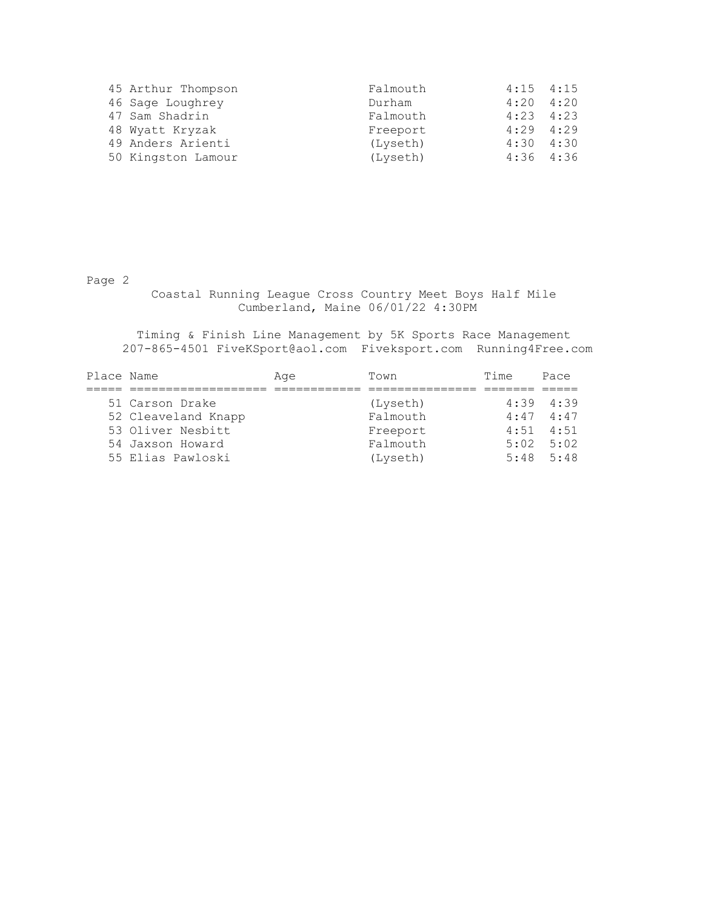| Place | Name | Age | Town | Time | Pace |
|---|---|---|---|---|---|
| 45 | Arthur Thompson | | Falmouth | 4:15 | 4:15 |
| 46 | Sage Loughrey | | Durham | 4:20 | 4:20 |
| 47 | Sam Shadrin | | Falmouth | 4:23 | 4:23 |
| 48 | Wyatt Kryzak | | Freeport | 4:29 | 4:29 |
| 49 | Anders Arienti | | (Lyseth) | 4:30 | 4:30 |
| 50 | Kingston Lamour | | (Lyseth) | 4:36 | 4:36 |

Page 2

Coastal Running League Cross Country Meet Boys Half Mile
Cumberland, Maine 06/01/22 4:30PM

Timing & Finish Line Management by 5K Sports Race Management
207-865-4501 FiveKSport@aol.com Fiveksport.com Running4Free.com

| Place | Name | Age | Town | Time | Pace |
|---|---|---|---|---|---|
| 51 | Carson Drake | | (Lyseth) | 4:39 | 4:39 |
| 52 | Cleaveland Knapp | | Falmouth | 4:47 | 4:47 |
| 53 | Oliver Nesbitt | | Freeport | 4:51 | 4:51 |
| 54 | Jaxson Howard | | Falmouth | 5:02 | 5:02 |
| 55 | Elias Pawloski | | (Lyseth) | 5:48 | 5:48 |